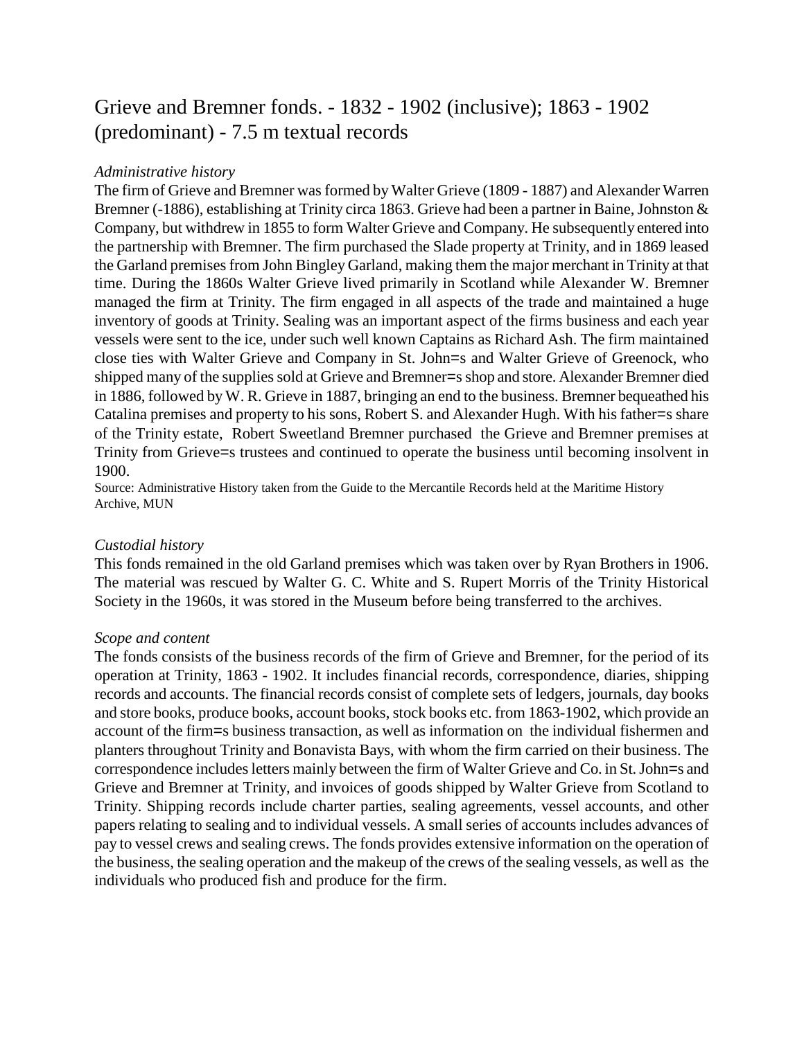# Grieve and Bremner fonds. - 1832 - 1902 (inclusive); 1863 - 1902 (predominant) - 7.5 m textual records

*Administrative history*

The firm of Grieve and Bremner was formed by Walter Grieve (1809 - 1887) and Alexander Warren Bremner (-1886), establishing at Trinity circa 1863. Grieve had been a partner in Baine, Johnston & Company, but withdrew in 1855 to form Walter Grieve and Company. He subsequently entered into the partnership with Bremner. The firm purchased the Slade property at Trinity, and in 1869 leased the Garland premises from John Bingley Garland, making them the major merchant in Trinity at that time. During the 1860s Walter Grieve lived primarily in Scotland while Alexander W. Bremner managed the firm at Trinity. The firm engaged in all aspects of the trade and maintained a huge inventory of goods at Trinity. Sealing was an important aspect of the firms business and each year vessels were sent to the ice, under such well known Captains as Richard Ash. The firm maintained close ties with Walter Grieve and Company in St. John=s and Walter Grieve of Greenock, who shipped many of the supplies sold at Grieve and Bremner=s shop and store. Alexander Bremner died in 1886, followed by W. R. Grieve in 1887, bringing an end to the business. Bremner bequeathed his Catalina premises and property to his sons, Robert S. and Alexander Hugh. With his father=s share of the Trinity estate, Robert Sweetland Bremner purchased the Grieve and Bremner premises at Trinity from Grieve=s trustees and continued to operate the business until becoming insolvent in 1900.

Source: Administrative History taken from the Guide to the Mercantile Records held at the Maritime History Archive, MUN

*Custodial history*

This fonds remained in the old Garland premises which was taken over by Ryan Brothers in 1906. The material was rescued by Walter G. C. White and S. Rupert Morris of the Trinity Historical Society in the 1960s, it was stored in the Museum before being transferred to the archives.

*Scope and content*

The fonds consists of the business records of the firm of Grieve and Bremner, for the period of its operation at Trinity, 1863 - 1902. It includes financial records, correspondence, diaries, shipping records and accounts. The financial records consist of complete sets of ledgers, journals, day books and store books, produce books, account books, stock books etc. from 1863-1902, which provide an account of the firm=s business transaction, as well as information on the individual fishermen and planters throughout Trinity and Bonavista Bays, with whom the firm carried on their business. The correspondence includes letters mainly between the firm of Walter Grieve and Co. in St. John=s and Grieve and Bremner at Trinity, and invoices of goods shipped by Walter Grieve from Scotland to Trinity. Shipping records include charter parties, sealing agreements, vessel accounts, and other papers relating to sealing and to individual vessels. A small series of accounts includes advances of pay to vessel crews and sealing crews. The fonds provides extensive information on the operation of the business, the sealing operation and the makeup of the crews of the sealing vessels, as well as the individuals who produced fish and produce for the firm.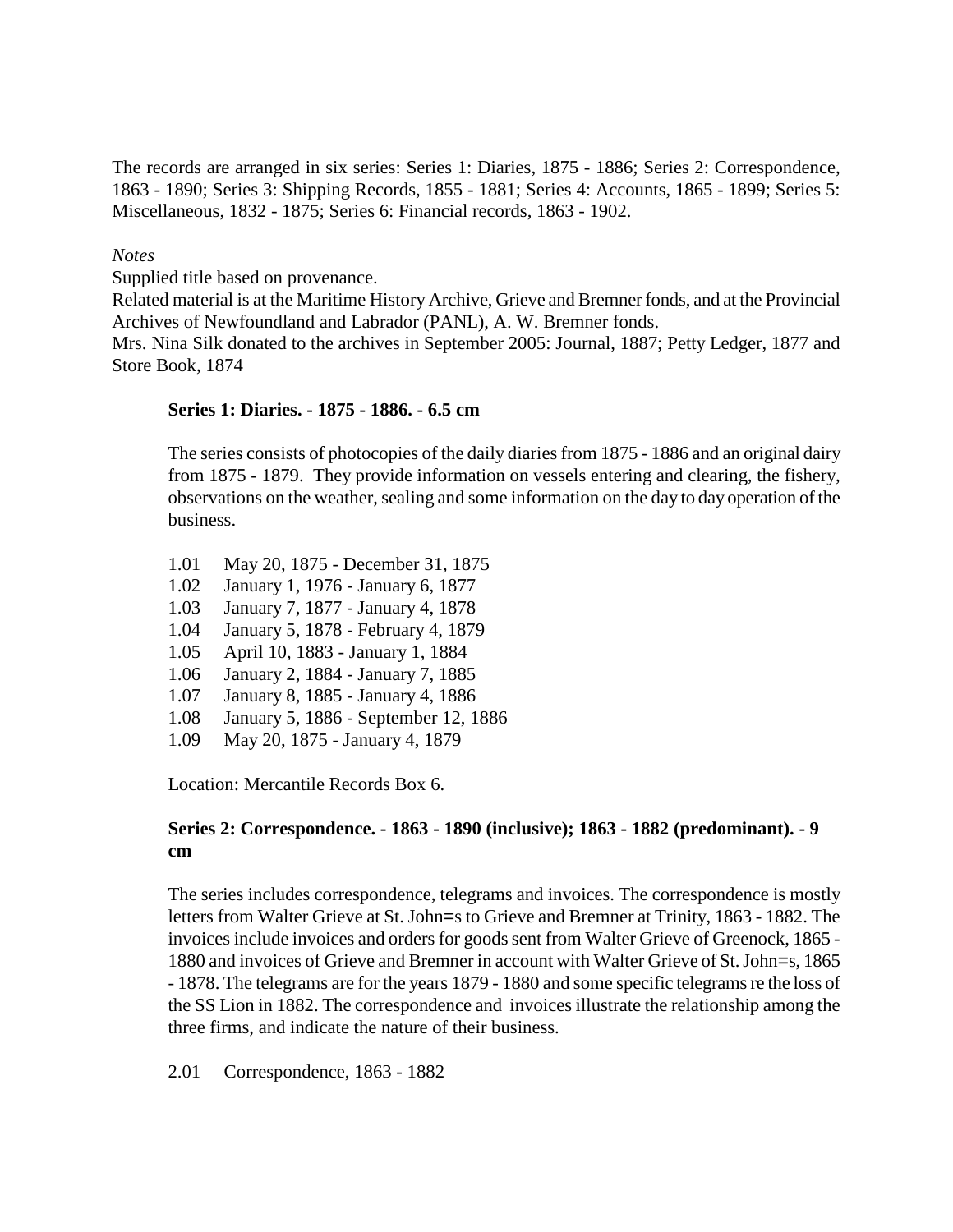The records are arranged in six series: Series 1: Diaries, 1875 - 1886; Series 2: Correspondence, 1863 - 1890; Series 3: Shipping Records, 1855 - 1881; Series 4: Accounts, 1865 - 1899; Series 5: Miscellaneous, 1832 - 1875; Series 6: Financial records, 1863 - 1902.

*Notes*

Supplied title based on provenance.

Related material is at the Maritime History Archive, Grieve and Bremner fonds, and at the Provincial Archives of Newfoundland and Labrador (PANL), A. W. Bremner fonds.

Mrs. Nina Silk donated to the archives in September 2005: Journal, 1887; Petty Ledger, 1877 and Store Book, 1874

**Series 1: Diaries. - 1875 - 1886. - 6.5 cm**

The series consists of photocopies of the daily diaries from 1875 - 1886 and an original dairy from 1875 - 1879. They provide information on vessels entering and clearing, the fishery, observations on the weather, sealing and some information on the day to day operation of the business.

1.01 May 20, 1875 - December 31, 1875
1.02 January 1, 1976 - January 6, 1877
1.03 January 7, 1877 - January 4, 1878
1.04 January 5, 1878 - February 4, 1879
1.05 April 10, 1883 - January 1, 1884
1.06 January 2, 1884 - January 7, 1885
1.07 January 8, 1885 - January 4, 1886
1.08 January 5, 1886 - September 12, 1886
1.09 May 20, 1875 - January 4, 1879

Location: Mercantile Records Box 6.

**Series 2: Correspondence. - 1863 - 1890 (inclusive); 1863 - 1882 (predominant). - 9 cm**

The series includes correspondence, telegrams and invoices. The correspondence is mostly letters from Walter Grieve at St. John=s to Grieve and Bremner at Trinity, 1863 - 1882. The invoices include invoices and orders for goods sent from Walter Grieve of Greenock, 1865 - 1880 and invoices of Grieve and Bremner in account with Walter Grieve of St. John=s, 1865 - 1878. The telegrams are for the years 1879 - 1880 and some specific telegrams re the loss of the SS Lion in 1882. The correspondence and invoices illustrate the relationship among the three firms, and indicate the nature of their business.

2.01 Correspondence, 1863 - 1882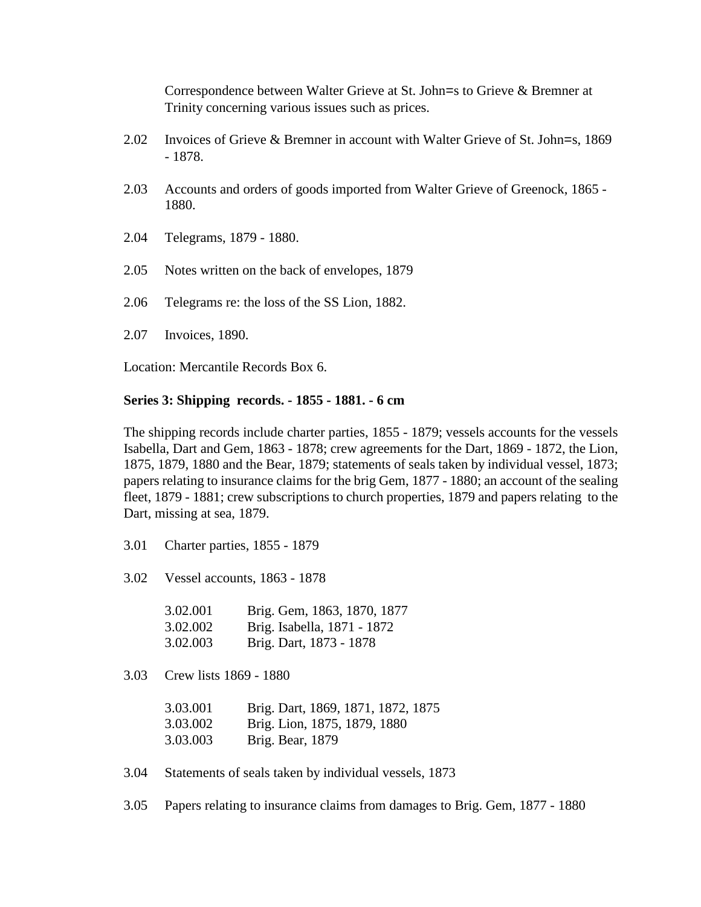Correspondence between Walter Grieve at St. John=s to Grieve & Bremner at Trinity concerning various issues such as prices.

2.02 Invoices of Grieve & Bremner in account with Walter Grieve of St. John=s, 1869 - 1878.

2.03 Accounts and orders of goods imported from Walter Grieve of Greenock, 1865 - 1880.

2.04 Telegrams, 1879 - 1880.

2.05 Notes written on the back of envelopes, 1879

2.06 Telegrams re: the loss of the SS Lion, 1882.

2.07 Invoices, 1890.

Location: Mercantile Records Box 6.

**Series 3: Shipping records. - 1855 - 1881. - 6 cm**

The shipping records include charter parties, 1855 - 1879; vessels accounts for the vessels Isabella, Dart and Gem, 1863 - 1878; crew agreements for the Dart, 1869 - 1872, the Lion, 1875, 1879, 1880 and the Bear, 1879; statements of seals taken by individual vessel, 1873; papers relating to insurance claims for the brig Gem, 1877 - 1880; an account of the sealing fleet, 1879 - 1881; crew subscriptions to church properties, 1879 and papers relating to the Dart, missing at sea, 1879.

3.01 Charter parties, 1855 - 1879

3.02 Vessel accounts, 1863 - 1878

3.02.001 Brig. Gem, 1863, 1870, 1877
3.02.002 Brig. Isabella, 1871 - 1872
3.02.003 Brig. Dart, 1873 - 1878

3.03 Crew lists 1869 - 1880

3.03.001 Brig. Dart, 1869, 1871, 1872, 1875
3.03.002 Brig. Lion, 1875, 1879, 1880
3.03.003 Brig. Bear, 1879

3.04 Statements of seals taken by individual vessels, 1873

3.05 Papers relating to insurance claims from damages to Brig. Gem, 1877 - 1880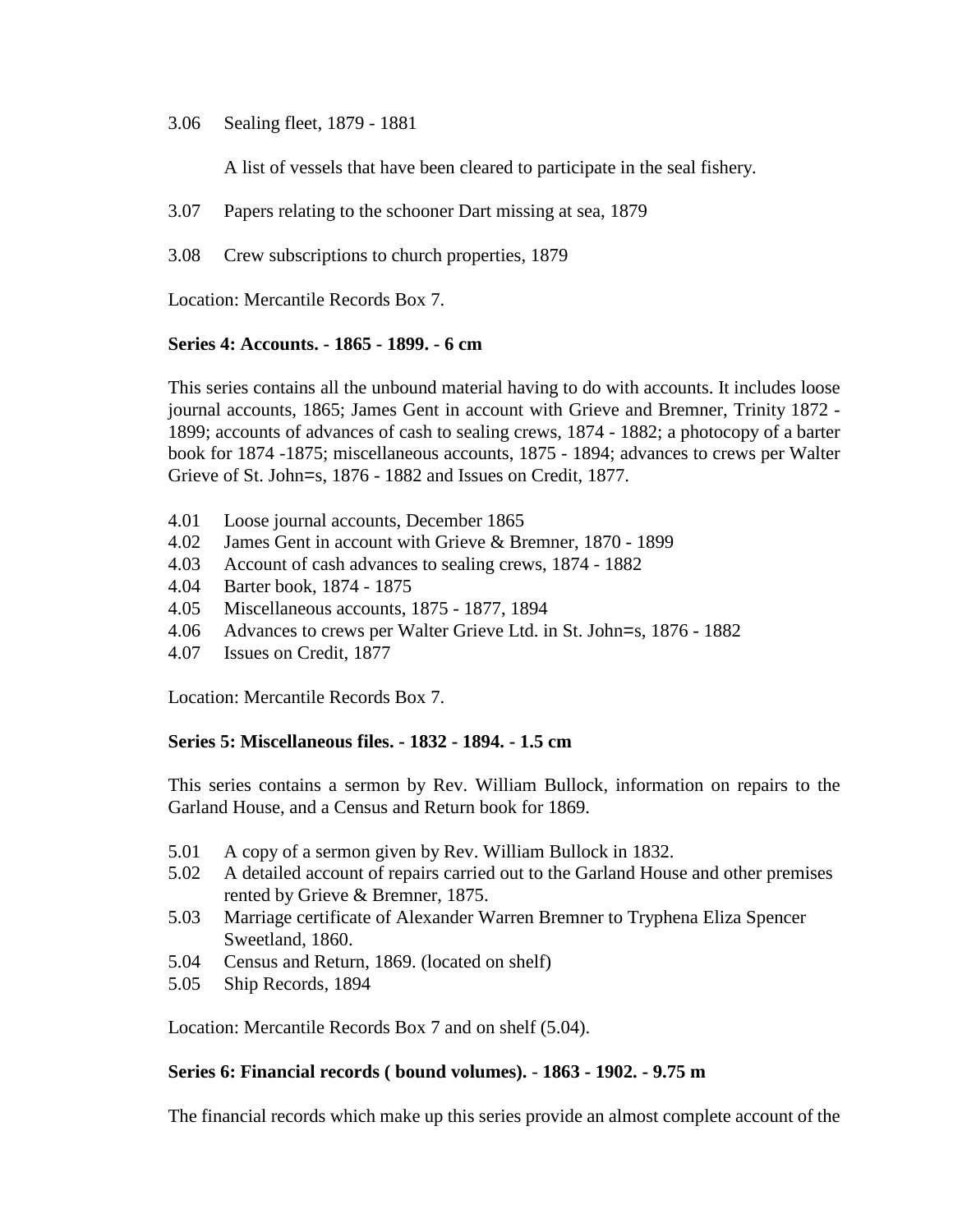3.06 Sealing fleet, 1879 - 1881

A list of vessels that have been cleared to participate in the seal fishery.

3.07 Papers relating to the schooner Dart missing at sea, 1879

3.08 Crew subscriptions to church properties, 1879

Location: Mercantile Records Box 7.

**Series 4: Accounts. - 1865 - 1899. - 6 cm**

This series contains all the unbound material having to do with accounts. It includes loose journal accounts, 1865; James Gent in account with Grieve and Bremner, Trinity 1872 - 1899; accounts of advances of cash to sealing crews, 1874 - 1882; a photocopy of a barter book for 1874 -1875; miscellaneous accounts, 1875 - 1894; advances to crews per Walter Grieve of St. John=s, 1876 - 1882 and Issues on Credit, 1877.

4.01 Loose journal accounts, December 1865
4.02 James Gent in account with Grieve & Bremner, 1870 - 1899
4.03 Account of cash advances to sealing crews, 1874 - 1882
4.04 Barter book, 1874 - 1875
4.05 Miscellaneous accounts, 1875 - 1877, 1894
4.06 Advances to crews per Walter Grieve Ltd. in St. John=s, 1876 - 1882
4.07 Issues on Credit, 1877

Location: Mercantile Records Box 7.

**Series 5: Miscellaneous files. - 1832 - 1894. - 1.5 cm**

This series contains a sermon by Rev. William Bullock, information on repairs to the Garland House, and a Census and Return book for 1869.

5.01 A copy of a sermon given by Rev. William Bullock in 1832.
5.02 A detailed account of repairs carried out to the Garland House and other premises rented by Grieve & Bremner, 1875.
5.03 Marriage certificate of Alexander Warren Bremner to Tryphena Eliza Spencer Sweetland, 1860.
5.04 Census and Return, 1869. (located on shelf)
5.05 Ship Records, 1894

Location: Mercantile Records Box 7 and on shelf (5.04).

**Series 6: Financial records ( bound volumes). - 1863 - 1902. - 9.75 m**

The financial records which make up this series provide an almost complete account of the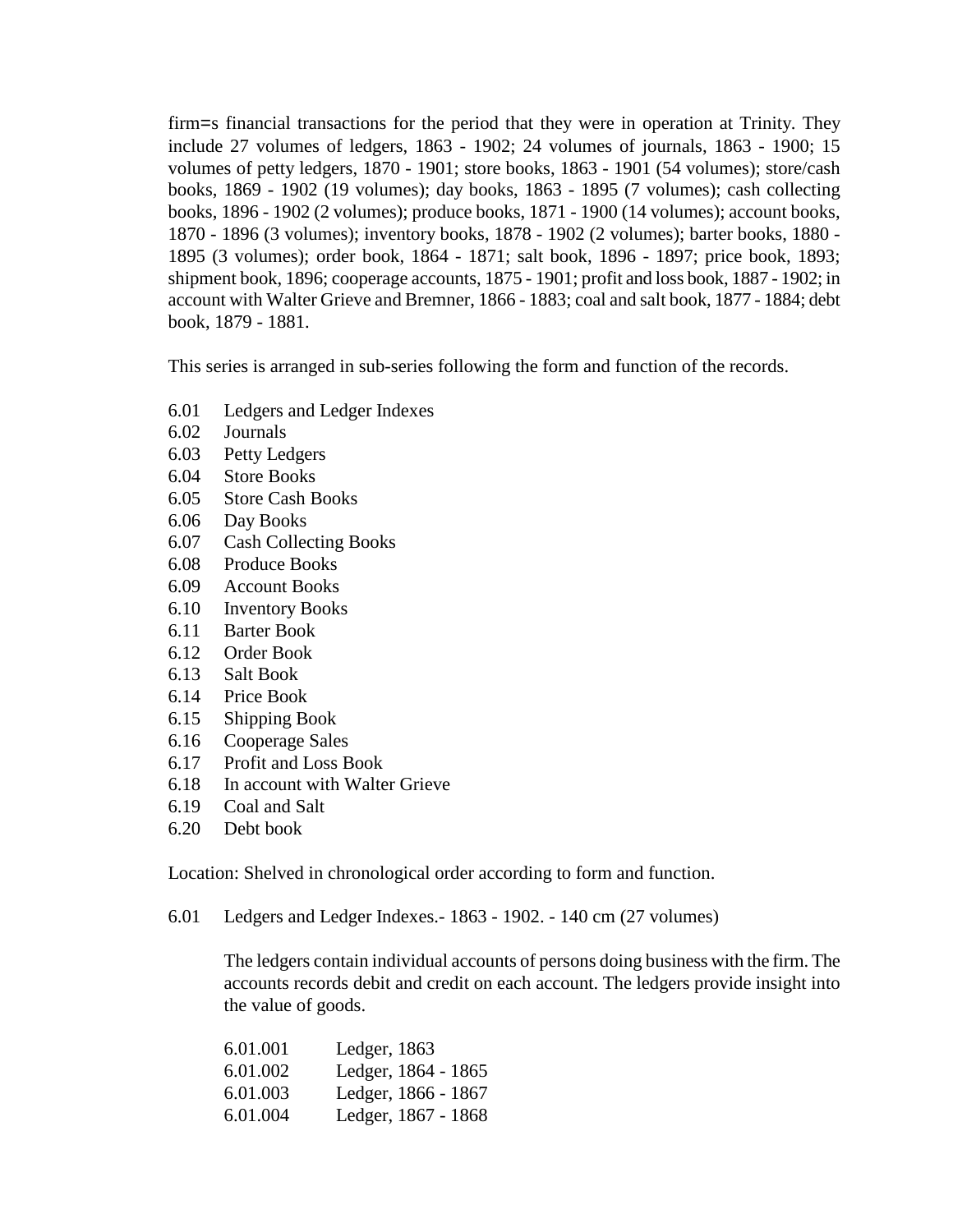firm=s financial transactions for the period that they were in operation at Trinity. They include 27 volumes of ledgers, 1863 - 1902; 24 volumes of journals, 1863 - 1900; 15 volumes of petty ledgers, 1870 - 1901; store books, 1863 - 1901 (54 volumes); store/cash books, 1869 - 1902 (19 volumes); day books, 1863 - 1895 (7 volumes); cash collecting books, 1896 - 1902 (2 volumes); produce books, 1871 - 1900 (14 volumes); account books, 1870 - 1896 (3 volumes); inventory books, 1878 - 1902 (2 volumes); barter books, 1880 - 1895 (3 volumes); order book, 1864 - 1871; salt book, 1896 - 1897; price book, 1893; shipment book, 1896; cooperage accounts, 1875 - 1901; profit and loss book, 1887 - 1902; in account with Walter Grieve and Bremner, 1866 - 1883; coal and salt book, 1877 - 1884; debt book, 1879 - 1881.

This series is arranged in sub-series following the form and function of the records.

6.01 Ledgers and Ledger Indexes
6.02 Journals
6.03 Petty Ledgers
6.04 Store Books
6.05 Store Cash Books
6.06 Day Books
6.07 Cash Collecting Books
6.08 Produce Books
6.09 Account Books
6.10 Inventory Books
6.11 Barter Book
6.12 Order Book
6.13 Salt Book
6.14 Price Book
6.15 Shipping Book
6.16 Cooperage Sales
6.17 Profit and Loss Book
6.18 In account with Walter Grieve
6.19 Coal and Salt
6.20 Debt book

Location: Shelved in chronological order according to form and function.

6.01 Ledgers and Ledger Indexes.- 1863 - 1902. - 140 cm (27 volumes)

The ledgers contain individual accounts of persons doing business with the firm. The accounts records debit and credit on each account. The ledgers provide insight into the value of goods.

6.01.001 Ledger, 1863
6.01.002 Ledger, 1864 - 1865
6.01.003 Ledger, 1866 - 1867
6.01.004 Ledger, 1867 - 1868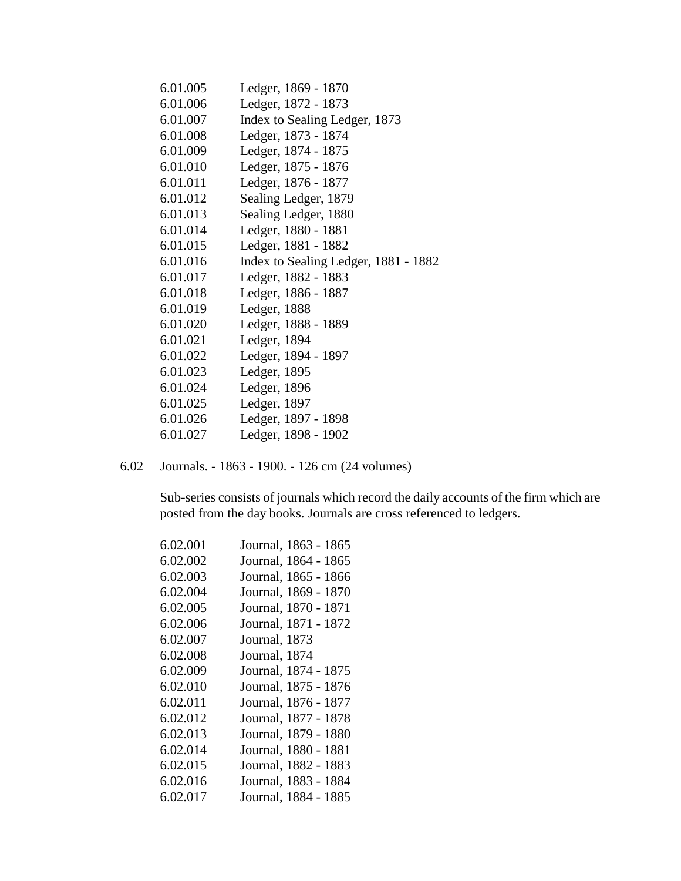6.01.005 Ledger, 1869 - 1870
6.01.006 Ledger, 1872 - 1873
6.01.007 Index to Sealing Ledger, 1873
6.01.008 Ledger, 1873 - 1874
6.01.009 Ledger, 1874 - 1875
6.01.010 Ledger, 1875 - 1876
6.01.011 Ledger, 1876 - 1877
6.01.012 Sealing Ledger, 1879
6.01.013 Sealing Ledger, 1880
6.01.014 Ledger, 1880 - 1881
6.01.015 Ledger, 1881 - 1882
6.01.016 Index to Sealing Ledger, 1881 - 1882
6.01.017 Ledger, 1882 - 1883
6.01.018 Ledger, 1886 - 1887
6.01.019 Ledger, 1888
6.01.020 Ledger, 1888 - 1889
6.01.021 Ledger, 1894
6.01.022 Ledger, 1894 - 1897
6.01.023 Ledger, 1895
6.01.024 Ledger, 1896
6.01.025 Ledger, 1897
6.01.026 Ledger, 1897 - 1898
6.01.027 Ledger, 1898 - 1902

6.02 Journals. - 1863 - 1900. - 126 cm (24 volumes)

Sub-series consists of journals which record the daily accounts of the firm which are posted from the day books. Journals are cross referenced to ledgers.

6.02.001 Journal, 1863 - 1865
6.02.002 Journal, 1864 - 1865
6.02.003 Journal, 1865 - 1866
6.02.004 Journal, 1869 - 1870
6.02.005 Journal, 1870 - 1871
6.02.006 Journal, 1871 - 1872
6.02.007 Journal, 1873
6.02.008 Journal, 1874
6.02.009 Journal, 1874 - 1875
6.02.010 Journal, 1875 - 1876
6.02.011 Journal, 1876 - 1877
6.02.012 Journal, 1877 - 1878
6.02.013 Journal, 1879 - 1880
6.02.014 Journal, 1880 - 1881
6.02.015 Journal, 1882 - 1883
6.02.016 Journal, 1883 - 1884
6.02.017 Journal, 1884 - 1885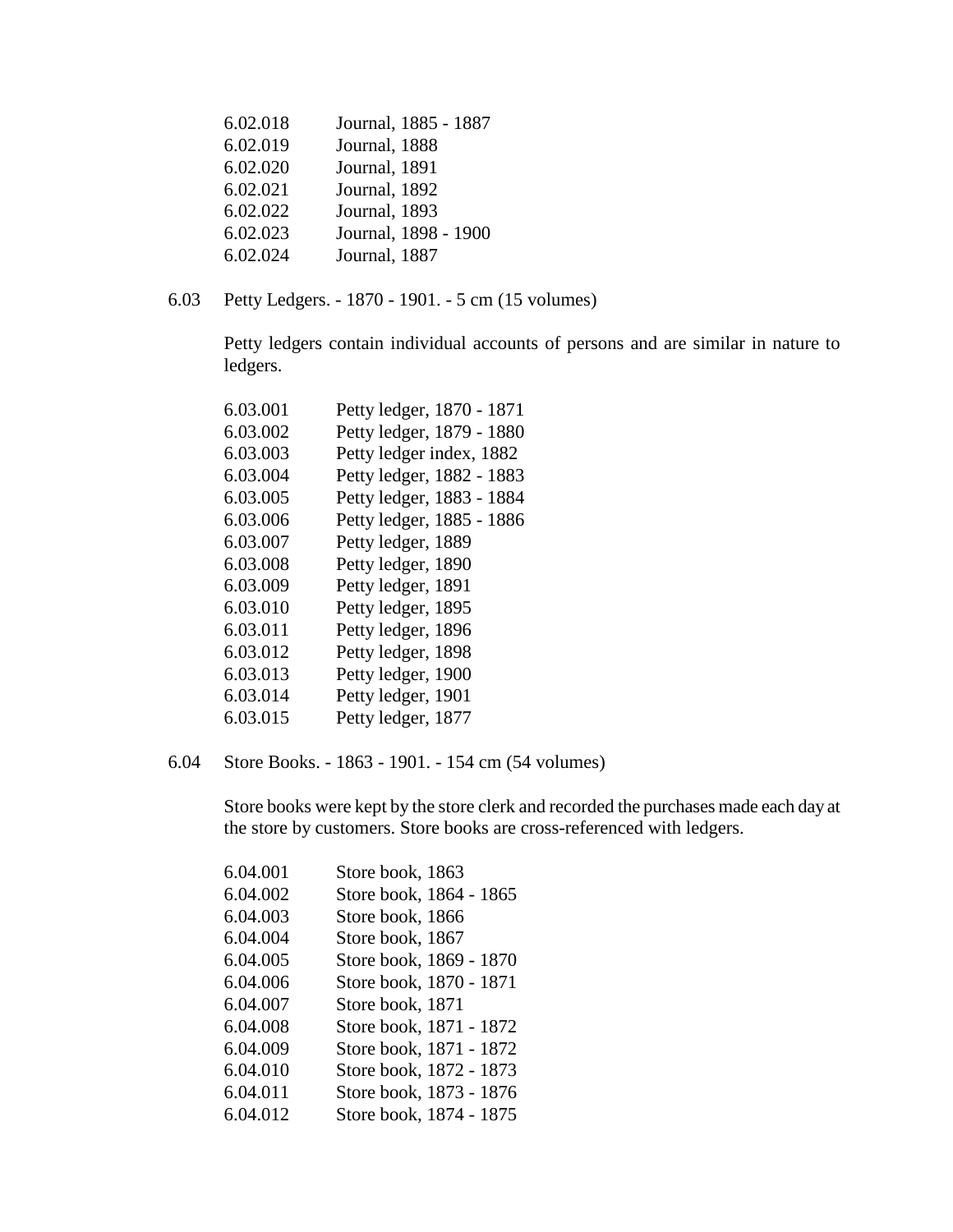6.02.018 Journal, 1885 - 1887
6.02.019 Journal, 1888
6.02.020 Journal, 1891
6.02.021 Journal, 1892
6.02.022 Journal, 1893
6.02.023 Journal, 1898 - 1900
6.02.024 Journal, 1887

6.03 Petty Ledgers. - 1870 - 1901. - 5 cm (15 volumes)

Petty ledgers contain individual accounts of persons and are similar in nature to ledgers.

6.03.001 Petty ledger, 1870 - 1871
6.03.002 Petty ledger, 1879 - 1880
6.03.003 Petty ledger index, 1882
6.03.004 Petty ledger, 1882 - 1883
6.03.005 Petty ledger, 1883 - 1884
6.03.006 Petty ledger, 1885 - 1886
6.03.007 Petty ledger, 1889
6.03.008 Petty ledger, 1890
6.03.009 Petty ledger, 1891
6.03.010 Petty ledger, 1895
6.03.011 Petty ledger, 1896
6.03.012 Petty ledger, 1898
6.03.013 Petty ledger, 1900
6.03.014 Petty ledger, 1901
6.03.015 Petty ledger, 1877

6.04 Store Books. - 1863 - 1901. - 154 cm (54 volumes)

Store books were kept by the store clerk and recorded the purchases made each day at the store by customers. Store books are cross-referenced with ledgers.

6.04.001 Store book, 1863
6.04.002 Store book, 1864 - 1865
6.04.003 Store book, 1866
6.04.004 Store book, 1867
6.04.005 Store book, 1869 - 1870
6.04.006 Store book, 1870 - 1871
6.04.007 Store book, 1871
6.04.008 Store book, 1871 - 1872
6.04.009 Store book, 1871 - 1872
6.04.010 Store book, 1872 - 1873
6.04.011 Store book, 1873 - 1876
6.04.012 Store book, 1874 - 1875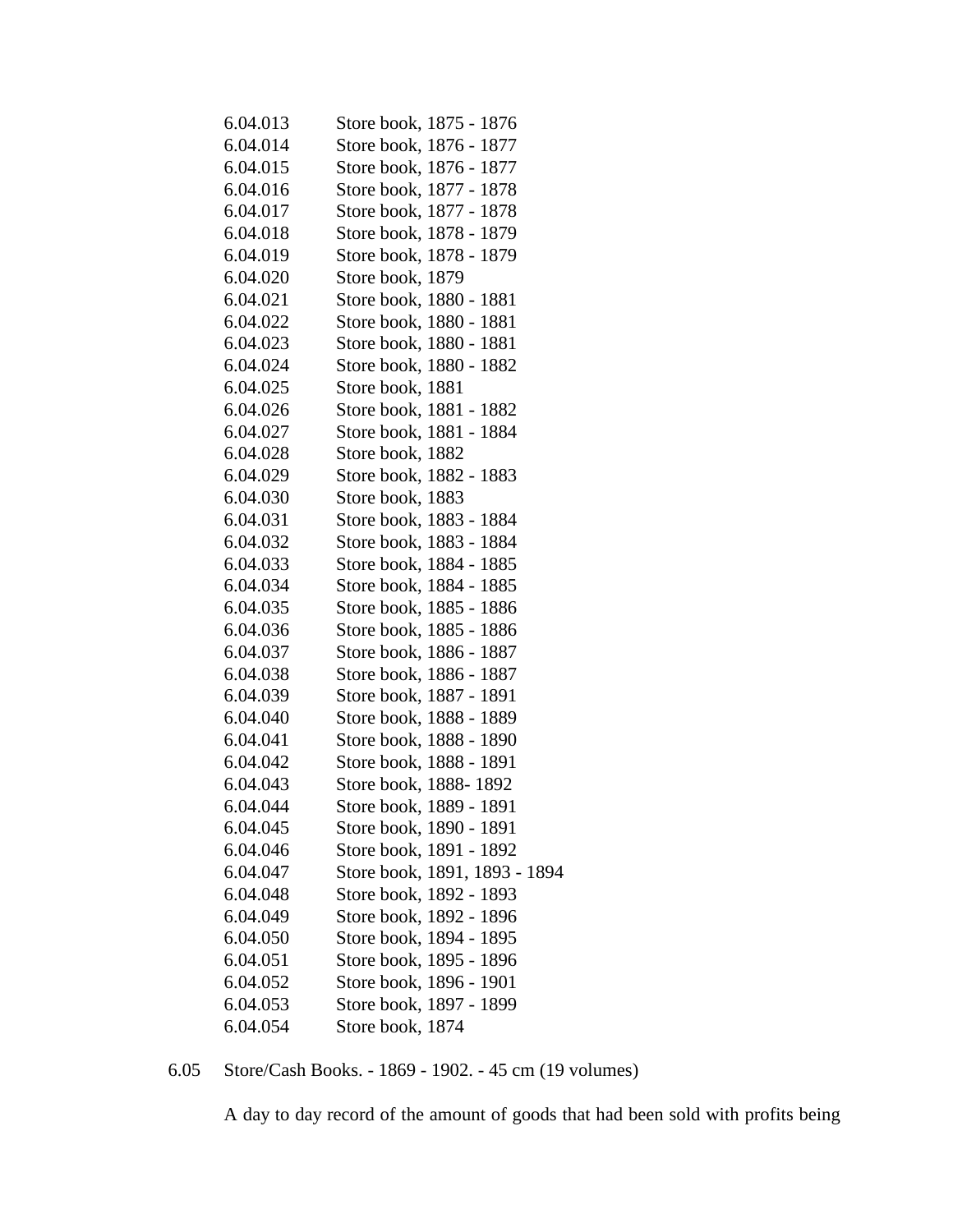6.04.013 Store book, 1875 - 1876
6.04.014 Store book, 1876 - 1877
6.04.015 Store book, 1876 - 1877
6.04.016 Store book, 1877 - 1878
6.04.017 Store book, 1877 - 1878
6.04.018 Store book, 1878 - 1879
6.04.019 Store book, 1878 - 1879
6.04.020 Store book, 1879
6.04.021 Store book, 1880 - 1881
6.04.022 Store book, 1880 - 1881
6.04.023 Store book, 1880 - 1881
6.04.024 Store book, 1880 - 1882
6.04.025 Store book, 1881
6.04.026 Store book, 1881 - 1882
6.04.027 Store book, 1881 - 1884
6.04.028 Store book, 1882
6.04.029 Store book, 1882 - 1883
6.04.030 Store book, 1883
6.04.031 Store book, 1883 - 1884
6.04.032 Store book, 1883 - 1884
6.04.033 Store book, 1884 - 1885
6.04.034 Store book, 1884 - 1885
6.04.035 Store book, 1885 - 1886
6.04.036 Store book, 1885 - 1886
6.04.037 Store book, 1886 - 1887
6.04.038 Store book, 1886 - 1887
6.04.039 Store book, 1887 - 1891
6.04.040 Store book, 1888 - 1889
6.04.041 Store book, 1888 - 1890
6.04.042 Store book, 1888 - 1891
6.04.043 Store book, 1888- 1892
6.04.044 Store book, 1889 - 1891
6.04.045 Store book, 1890 - 1891
6.04.046 Store book, 1891 - 1892
6.04.047 Store book, 1891, 1893 - 1894
6.04.048 Store book, 1892 - 1893
6.04.049 Store book, 1892 - 1896
6.04.050 Store book, 1894 - 1895
6.04.051 Store book, 1895 - 1896
6.04.052 Store book, 1896 - 1901
6.04.053 Store book, 1897 - 1899
6.04.054 Store book, 1874

6.05 Store/Cash Books. - 1869 - 1902. - 45 cm (19 volumes)

A day to day record of the amount of goods that had been sold with profits being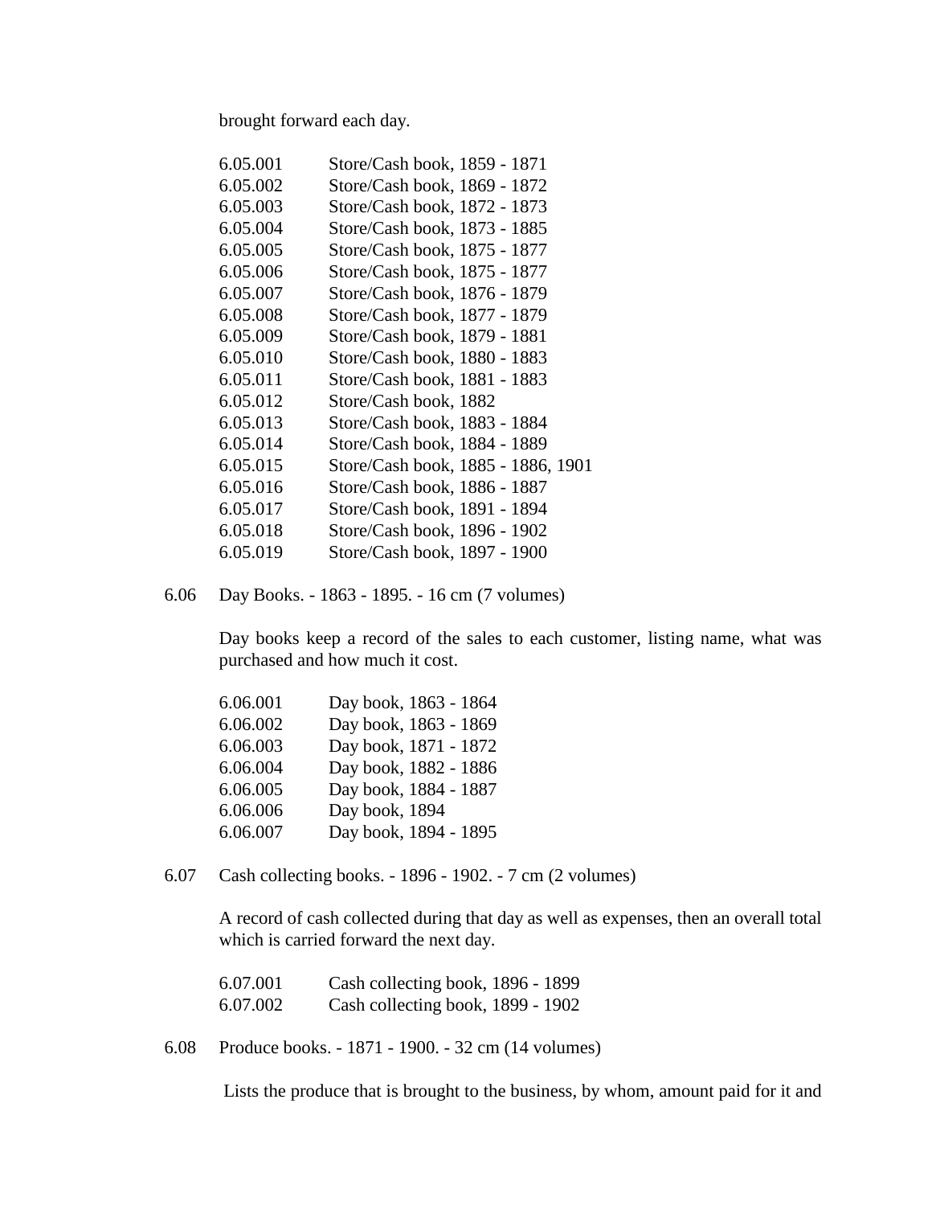brought forward each day.

| | |
|---|---|
| 6.05.001 | Store/Cash book, 1859 - 1871 |
| 6.05.002 | Store/Cash book, 1869 - 1872 |
| 6.05.003 | Store/Cash book, 1872 - 1873 |
| 6.05.004 | Store/Cash book, 1873 - 1885 |
| 6.05.005 | Store/Cash book, 1875 - 1877 |
| 6.05.006 | Store/Cash book, 1875 - 1877 |
| 6.05.007 | Store/Cash book, 1876 - 1879 |
| 6.05.008 | Store/Cash book, 1877 - 1879 |
| 6.05.009 | Store/Cash book, 1879 - 1881 |
| 6.05.010 | Store/Cash book, 1880 - 1883 |
| 6.05.011 | Store/Cash book, 1881 - 1883 |
| 6.05.012 | Store/Cash book, 1882 |
| 6.05.013 | Store/Cash book, 1883 - 1884 |
| 6.05.014 | Store/Cash book, 1884 - 1889 |
| 6.05.015 | Store/Cash book, 1885 - 1886, 1901 |
| 6.05.016 | Store/Cash book, 1886 - 1887 |
| 6.05.017 | Store/Cash book, 1891 - 1894 |
| 6.05.018 | Store/Cash book, 1896 - 1902 |
| 6.05.019 | Store/Cash book, 1897 - 1900 |

6.06 Day Books. - 1863 - 1895. - 16 cm (7 volumes)

Day books keep a record of the sales to each customer, listing name, what was purchased and how much it cost.

| | |
|---|---|
| 6.06.001 | Day book, 1863 - 1864 |
| 6.06.002 | Day book, 1863 - 1869 |
| 6.06.003 | Day book, 1871 - 1872 |
| 6.06.004 | Day book, 1882 - 1886 |
| 6.06.005 | Day book, 1884 - 1887 |
| 6.06.006 | Day book, 1894 |
| 6.06.007 | Day book, 1894 - 1895 |

6.07 Cash collecting books. - 1896 - 1902. - 7 cm (2 volumes)

A record of cash collected during that day as well as expenses, then an overall total which is carried forward the next day.

| | |
|---|---|
| 6.07.001 | Cash collecting book, 1896 - 1899 |
| 6.07.002 | Cash collecting book, 1899 - 1902 |

6.08 Produce books. - 1871 - 1900. - 32 cm (14 volumes)

Lists the produce that is brought to the business, by whom, amount paid for it and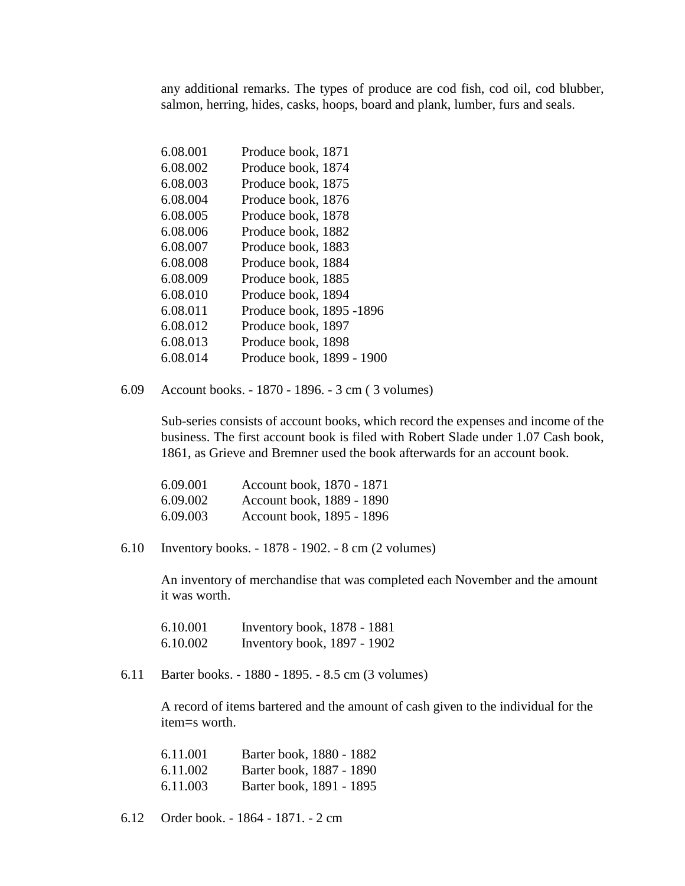any additional remarks. The types of produce are cod fish, cod oil, cod blubber, salmon, herring, hides, casks, hoops, board and plank, lumber, furs and seals.

6.08.001 Produce book, 1871
6.08.002 Produce book, 1874
6.08.003 Produce book, 1875
6.08.004 Produce book, 1876
6.08.005 Produce book, 1878
6.08.006 Produce book, 1882
6.08.007 Produce book, 1883
6.08.008 Produce book, 1884
6.08.009 Produce book, 1885
6.08.010 Produce book, 1894
6.08.011 Produce book, 1895 -1896
6.08.012 Produce book, 1897
6.08.013 Produce book, 1898
6.08.014 Produce book, 1899 - 1900

6.09 Account books. - 1870 - 1896. - 3 cm ( 3 volumes)

Sub-series consists of account books, which record the expenses and income of the business. The first account book is filed with Robert Slade under 1.07 Cash book, 1861, as Grieve and Bremner used the book afterwards for an account book.

6.09.001 Account book, 1870 - 1871
6.09.002 Account book, 1889 - 1890
6.09.003 Account book, 1895 - 1896

6.10 Inventory books. - 1878 - 1902. - 8 cm (2 volumes)

An inventory of merchandise that was completed each November and the amount it was worth.

6.10.001 Inventory book, 1878 - 1881
6.10.002 Inventory book, 1897 - 1902

6.11 Barter books. - 1880 - 1895. - 8.5 cm (3 volumes)

A record of items bartered and the amount of cash given to the individual for the item=s worth.

6.11.001 Barter book, 1880 - 1882
6.11.002 Barter book, 1887 - 1890
6.11.003 Barter book, 1891 - 1895

6.12 Order book. - 1864 - 1871. - 2 cm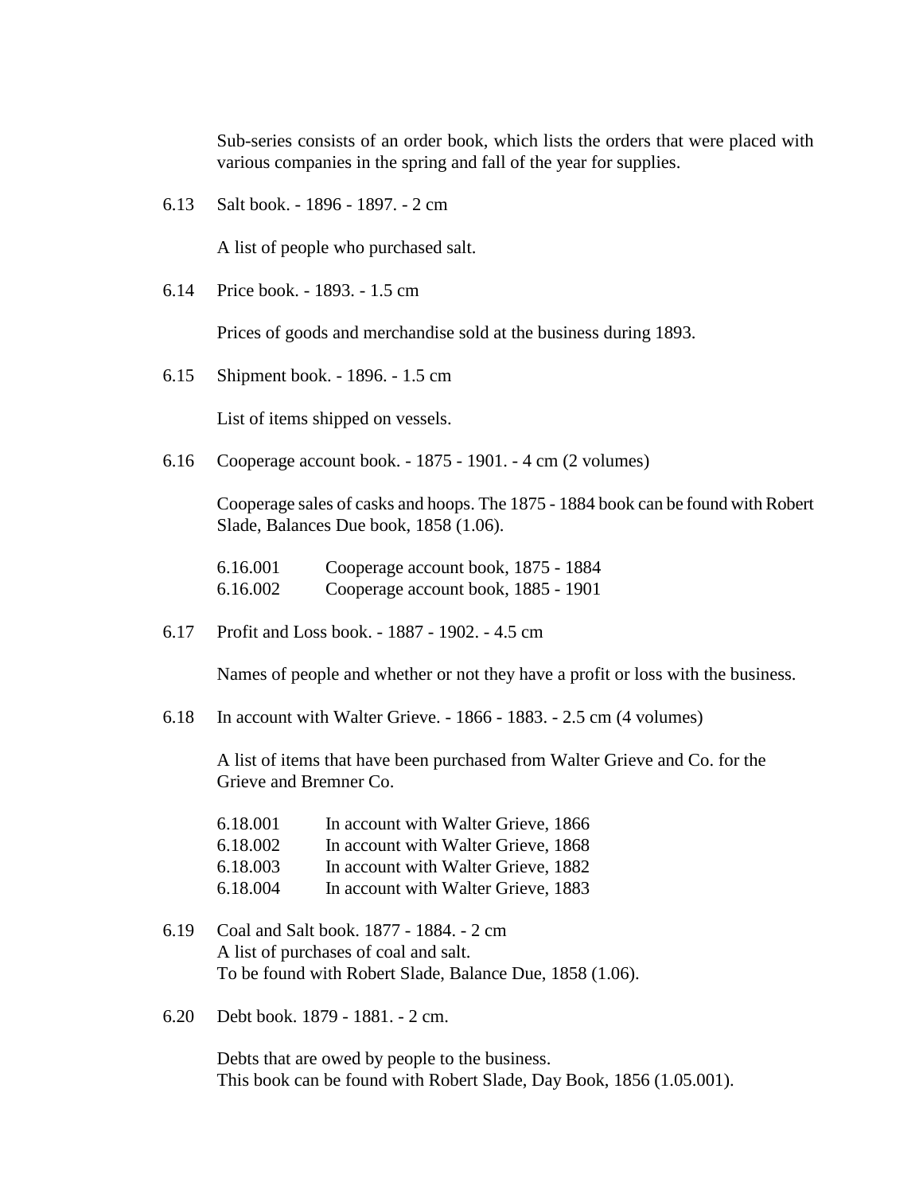Sub-series consists of an order book, which lists the orders that were placed with various companies in the spring and fall of the year for supplies.

6.13 Salt book. - 1896 - 1897. - 2 cm

A list of people who purchased salt.

6.14 Price book. - 1893. - 1.5 cm

Prices of goods and merchandise sold at the business during 1893.

6.15 Shipment book. - 1896. - 1.5 cm

List of items shipped on vessels.

6.16 Cooperage account book. - 1875 - 1901. - 4 cm (2 volumes)

Cooperage sales of casks and hoops. The 1875 - 1884 book can be found with Robert Slade, Balances Due book, 1858 (1.06).

6.16.001 Cooperage account book, 1875 - 1884
6.16.002 Cooperage account book, 1885 - 1901

6.17 Profit and Loss book. - 1887 - 1902. - 4.5 cm

Names of people and whether or not they have a profit or loss with the business.

6.18 In account with Walter Grieve. - 1866 - 1883. - 2.5 cm (4 volumes)

A list of items that have been purchased from Walter Grieve and Co. for the Grieve and Bremner Co.

6.18.001 In account with Walter Grieve, 1866
6.18.002 In account with Walter Grieve, 1868
6.18.003 In account with Walter Grieve, 1882
6.18.004 In account with Walter Grieve, 1883

6.19 Coal and Salt book. 1877 - 1884. - 2 cm
A list of purchases of coal and salt.
To be found with Robert Slade, Balance Due, 1858 (1.06).

6.20 Debt book. 1879 - 1881. - 2 cm.

Debts that are owed by people to the business.
This book can be found with Robert Slade, Day Book, 1856 (1.05.001).